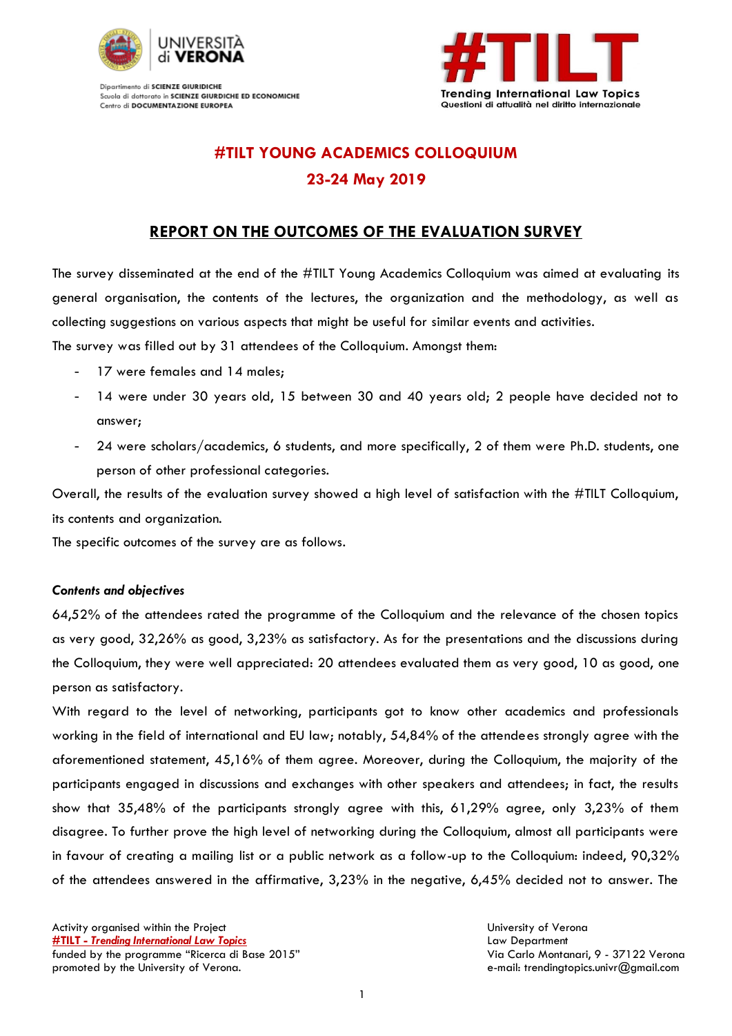Dipartimento di **SCIENZE GIURIDICHE**
Scuola di dottorato in **SCIENZE GIURIDICHE ED ECONOMICHE**
Centro di **DOCUMENTAZIONE EUROPEA**

**#TILT**
**Trending International Law Topics**
**Questioni di attualità nel diritto internazionale**

# #TILT YOUNG ACADEMICS COLLOQUIUM

## 23-24 May 2019

## REPORT ON THE OUTCOMES OF THE EVALUATION SURVEY

The survey disseminated at the end of the #TILT Young Academics Colloquium was aimed at evaluating its general organisation, the contents of the lectures, the organization and the methodology, as well as collecting suggestions on various aspects that might be useful for similar events and activities.

The survey was filled out by 31 attendees of the Colloquium. Amongst them:

- 17 were females and 14 males;
- 14 were under 30 years old, 15 between 30 and 40 years old; 2 people have decided not to answer;
- 24 were scholars/academics, 6 students, and more specifically, 2 of them were Ph.D. students, one person of other professional categories.

Overall, the results of the evaluation survey showed a high level of satisfaction with the #TILT Colloquium, its contents and organization.

The specific outcomes of the survey are as follows.

### *Contents and objectives*

64,52% of the attendees rated the programme of the Colloquium and the relevance of the chosen topics as very good, 32,26% as good, 3,23% as satisfactory. As for the presentations and the discussions during the Colloquium, they were well appreciated: 20 attendees evaluated them as very good, 10 as good, one person as satisfactory.

With regard to the level of networking, participants got to know other academics and professionals working in the field of international and EU law; notably, 54,84% of the attendees strongly agree with the aforementioned statement, 45,16% of them agree. Moreover, during the Colloquium, the majority of the participants engaged in discussions and exchanges with other speakers and attendees; in fact, the results show that 35,48% of the participants strongly agree with this, 61,29% agree, only 3,23% of them disagree. To further prove the high level of networking during the Colloquium, almost all participants were in favour of creating a mailing list or a public network as a follow-up to the Colloquium: indeed, 90,32% of the attendees answered in the affirmative, 3,23% in the negative, 6,45% decided not to answer. The

Activity organised within the Project
***#TILT - Trending International Law Topics***
funded by the programme "Ricerca di Base 2015"
promoted by the University of Verona.

University of Verona
Law Department
Via Carlo Montanari, 9 - 37122 Verona
e-mail: trendingtopics.univr@gmail.com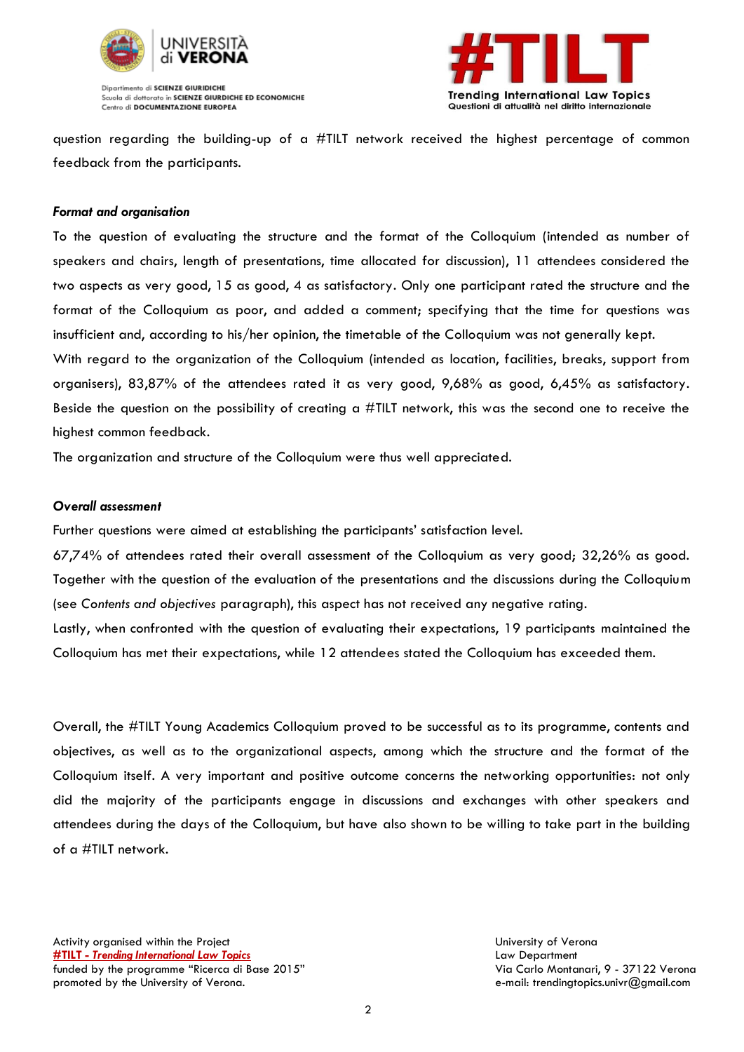question regarding the building-up of a #TILT network received the highest percentage of common feedback from the participants.

***Format and organisation***

To the question of evaluating the structure and the format of the Colloquium (intended as number of speakers and chairs, length of presentations, time allocated for discussion), 11 attendees considered the two aspects as very good, 15 as good, 4 as satisfactory. Only one participant rated the structure and the format of the Colloquium as poor, and added a comment; specifying that the time for questions was insufficient and, according to his/her opinion, the timetable of the Colloquium was not generally kept.

With regard to the organization of the Colloquium (intended as location, facilities, breaks, support from organisers), 83,87% of the attendees rated it as very good, 9,68% as good, 6,45% as satisfactory. Beside the question on the possibility of creating a #TILT network, this was the second one to receive the highest common feedback.

The organization and structure of the Colloquium were thus well appreciated.

***Overall assessment***

Further questions were aimed at establishing the participants' satisfaction level.

67,74% of attendees rated their overall assessment of the Colloquium as very good; 32,26% as good. Together with the question of the evaluation of the presentations and the discussions during the Colloquium (see C*ontents and objectives* paragraph), this aspect has not received any negative rating.

Lastly, when confronted with the question of evaluating their expectations, 19 participants maintained the Colloquium has met their expectations, while 12 attendees stated the Colloquium has exceeded them.

Overall, the #TILT Young Academics Colloquium proved to be successful as to its programme, contents and objectives, as well as to the organizational aspects, among which the structure and the format of the Colloquium itself. A very important and positive outcome concerns the networking opportunities: not only did the majority of the participants engage in discussions and exchanges with other speakers and attendees during the days of the Colloquium, but have also shown to be willing to take part in the building of a #TILT network.